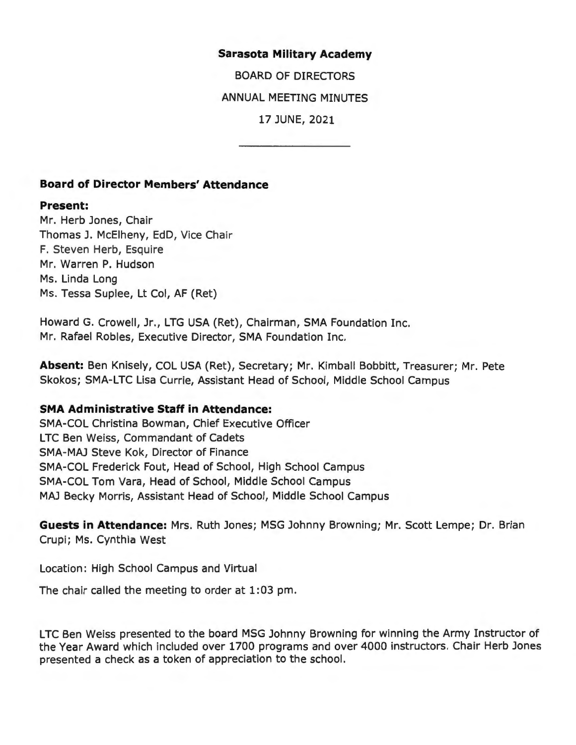# Sarasota Military Academy

BOARD OF DIRECTORS

ANNUAL MEETING MINUTES

17 JUNE, 2021

---

**Board of Director Members' Attendance**

**Present:**
Mr. Herb Jones, Chair
Thomas J. McElheny, EdD, Vice Chair
F. Steven Herb, Esquire
Mr. Warren P. Hudson
Ms. Linda Long
Ms. Tessa Suplee, Lt Col, AF (Ret)

Howard G. Crowell, Jr., LTG USA (Ret), Chairman, SMA Foundation Inc.
Mr. Rafael Robles, Executive Director, SMA Foundation Inc.

**Absent:** Ben Knisely, COL USA (Ret), Secretary; Mr. Kimball Bobbitt, Treasurer; Mr. Pete Skokos; SMA-LTC Lisa Currie, Assistant Head of School, Middle School Campus

**SMA Administrative Staff in Attendance:**
SMA-COL Christina Bowman, Chief Executive Officer
LTC Ben Weiss, Commandant of Cadets
SMA-MAJ Steve Kok, Director of Finance
SMA-COL Frederick Fout, Head of School, High School Campus
SMA-COL Tom Vara, Head of School, Middle School Campus
MAJ Becky Morris, Assistant Head of School, Middle School Campus

**Guests in Attendance:** Mrs. Ruth Jones; MSG Johnny Browning; Mr. Scott Lempe; Dr. Brian Crupi; Ms. Cynthia West

Location: High School Campus and Virtual

The chair called the meeting to order at 1:03 pm.

LTC Ben Weiss presented to the board MSG Johnny Browning for winning the Army Instructor of the Year Award which included over 1700 programs and over 4000 instructors. Chair Herb Jones presented a check as a token of appreciation to the school.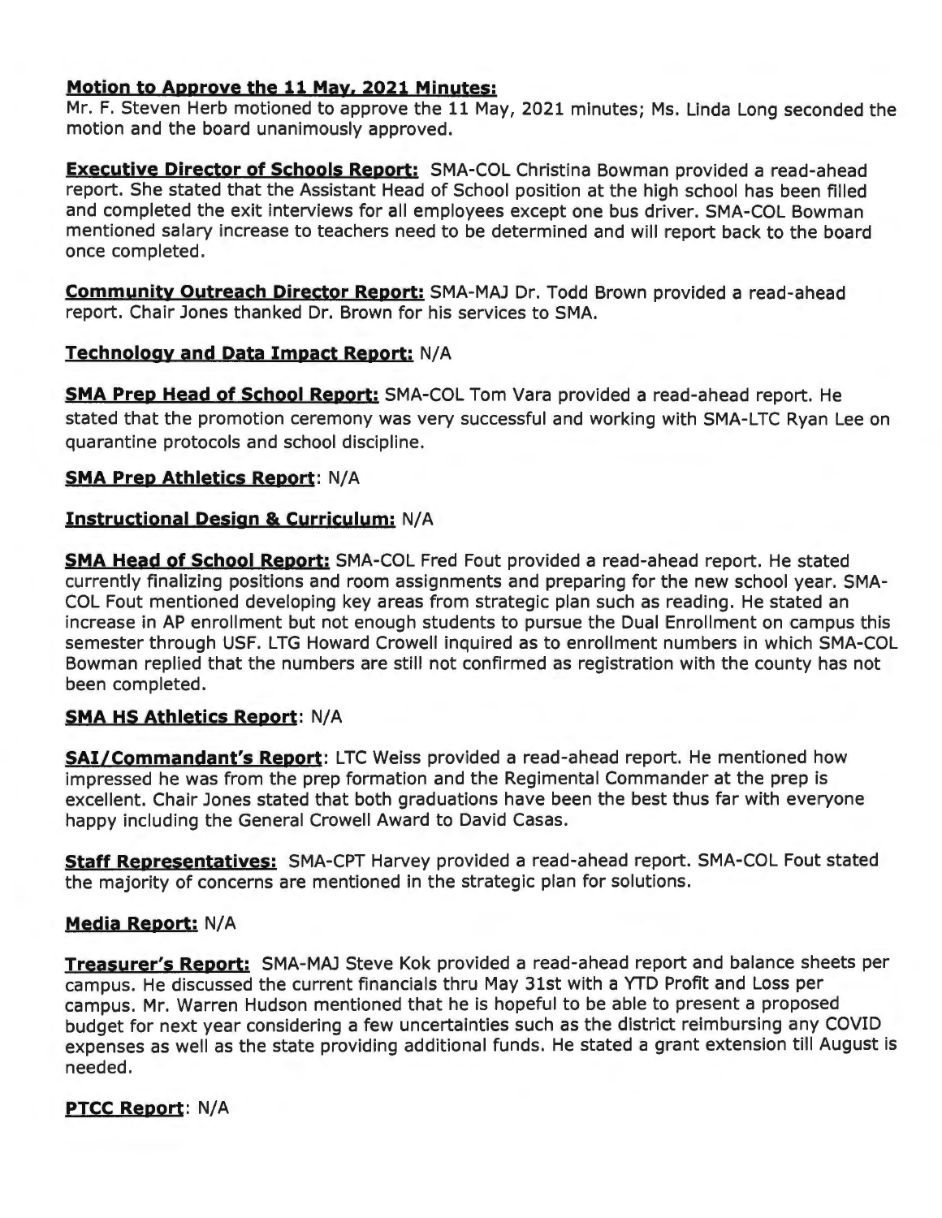**Motion to Approve the 11 May, 2021 Minutes:**
Mr. F. Steven Herb motioned to approve the 11 May, 2021 minutes; Ms. Linda Long seconded the motion and the board unanimously approved.

**Executive Director of Schools Report:** SMA-COL Christina Bowman provided a read-ahead report. She stated that the Assistant Head of School position at the high school has been filled and completed the exit interviews for all employees except one bus driver. SMA-COL Bowman mentioned salary increase to teachers need to be determined and will report back to the board once completed.

**Community Outreach Director Report:** SMA-MAJ Dr. Todd Brown provided a read-ahead report. Chair Jones thanked Dr. Brown for his services to SMA.

**Technology and Data Impact Report:** N/A

**SMA Prep Head of School Report:** SMA-COL Tom Vara provided a read-ahead report. He stated that the promotion ceremony was very successful and working with SMA-LTC Ryan Lee on quarantine protocols and school discipline.

**SMA Prep Athletics Report**: N/A

**Instructional Design & Curriculum:** N/A

**SMA Head of School Report:** SMA-COL Fred Fout provided a read-ahead report. He stated currently finalizing positions and room assignments and preparing for the new school year. SMA-COL Fout mentioned developing key areas from strategic plan such as reading. He stated an increase in AP enrollment but not enough students to pursue the Dual Enrollment on campus this semester through USF. LTG Howard Crowell inquired as to enrollment numbers in which SMA-COL Bowman replied that the numbers are still not confirmed as registration with the county has not been completed.

**SMA HS Athletics Report**: N/A

**SAI/Commandant's Report**: LTC Weiss provided a read-ahead report. He mentioned how impressed he was from the prep formation and the Regimental Commander at the prep is excellent. Chair Jones stated that both graduations have been the best thus far with everyone happy including the General Crowell Award to David Casas.

**Staff Representatives:** SMA-CPT Harvey provided a read-ahead report. SMA-COL Fout stated the majority of concerns are mentioned in the strategic plan for solutions.

**Media Report:** N/A

**Treasurer's Report:** SMA-MAJ Steve Kok provided a read-ahead report and balance sheets per campus. He discussed the current financials thru May 31st with a YTD Profit and Loss per campus. Mr. Warren Hudson mentioned that he is hopeful to be able to present a proposed budget for next year considering a few uncertainties such as the district reimbursing any COVID expenses as well as the state providing additional funds. He stated a grant extension till August is needed.

**PTCC Report**: N/A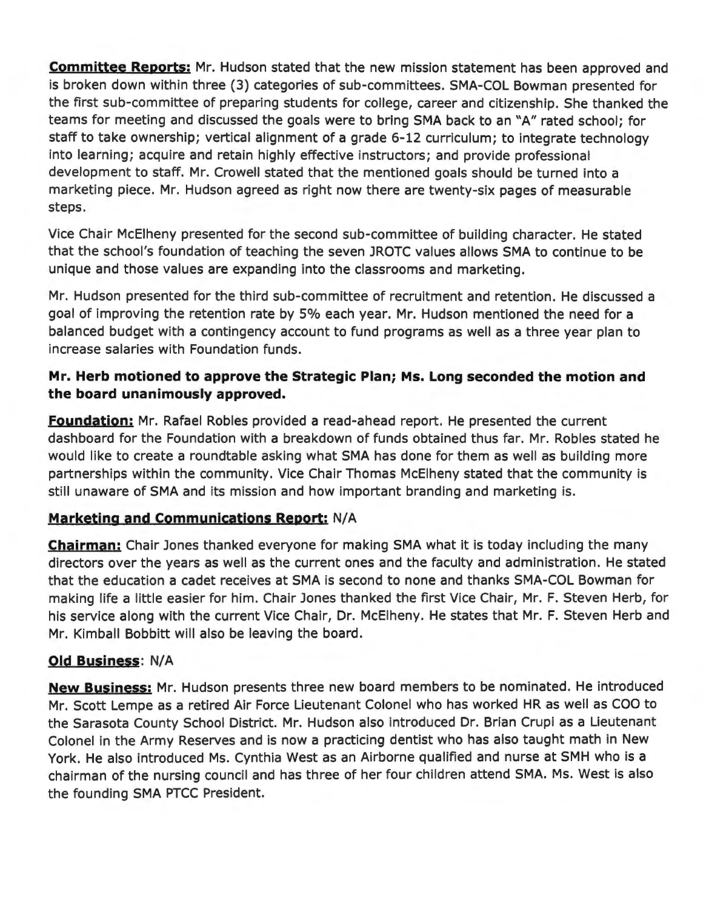**Committee Reports:** Mr. Hudson stated that the new mission statement has been approved and is broken down within three (3) categories of sub-committees. SMA-COL Bowman presented for the first sub-committee of preparing students for college, career and citizenship. She thanked the teams for meeting and discussed the goals were to bring SMA back to an "A" rated school; for staff to take ownership; vertical alignment of a grade 6-12 curriculum; to integrate technology into learning; acquire and retain highly effective instructors; and provide professional development to staff. Mr. Crowell stated that the mentioned goals should be turned into a marketing piece. Mr. Hudson agreed as right now there are twenty-six pages of measurable steps.

Vice Chair McElheny presented for the second sub-committee of building character. He stated that the school's foundation of teaching the seven JROTC values allows SMA to continue to be unique and those values are expanding into the classrooms and marketing.

Mr. Hudson presented for the third sub-committee of recruitment and retention. He discussed a goal of improving the retention rate by 5% each year. Mr. Hudson mentioned the need for a balanced budget with a contingency account to fund programs as well as a three year plan to increase salaries with Foundation funds.

**Mr. Herb motioned to approve the Strategic Plan; Ms. Long seconded the motion and the board unanimously approved.**

**Foundation:** Mr. Rafael Robles provided a read-ahead report. He presented the current dashboard for the Foundation with a breakdown of funds obtained thus far. Mr. Robles stated he would like to create a roundtable asking what SMA has done for them as well as building more partnerships within the community. Vice Chair Thomas McElheny stated that the community is still unaware of SMA and its mission and how important branding and marketing is.

**Marketing and Communications Report:** N/A

**Chairman:** Chair Jones thanked everyone for making SMA what it is today including the many directors over the years as well as the current ones and the faculty and administration. He stated that the education a cadet receives at SMA is second to none and thanks SMA-COL Bowman for making life a little easier for him. Chair Jones thanked the first Vice Chair, Mr. F. Steven Herb, for his service along with the current Vice Chair, Dr. McElheny. He states that Mr. F. Steven Herb and Mr. Kimball Bobbitt will also be leaving the board.

**Old Business**: N/A

**New Business:** Mr. Hudson presents three new board members to be nominated. He introduced Mr. Scott Lempe as a retired Air Force Lieutenant Colonel who has worked HR as well as COO to the Sarasota County School District. Mr. Hudson also introduced Dr. Brian Crupi as a Lieutenant Colonel in the Army Reserves and is now a practicing dentist who has also taught math in New York. He also introduced Ms. Cynthia West as an Airborne qualified and nurse at SMH who is a chairman of the nursing council and has three of her four children attend SMA. Ms. West is also the founding SMA PTCC President.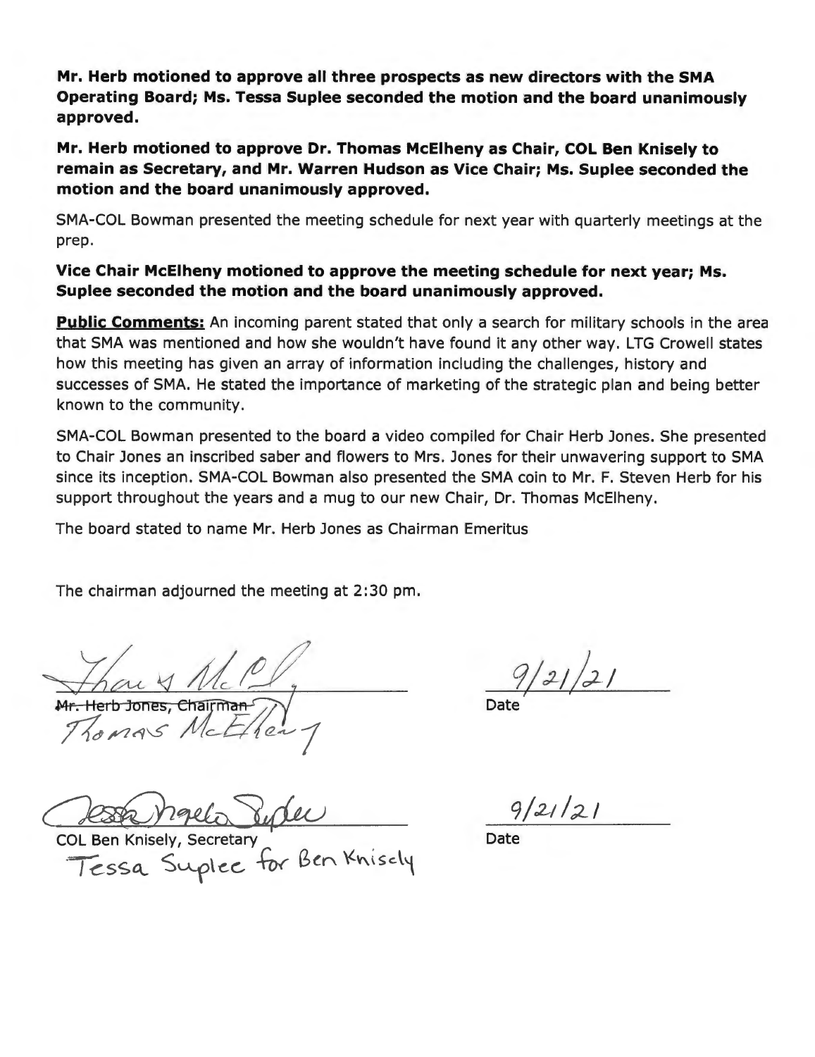**Mr. Herb motioned to approve all three prospects as new directors with the SMA Operating Board; Ms. Tessa Suplee seconded the motion and the board unanimously approved.**

**Mr. Herb motioned to approve Dr. Thomas McElheny as Chair, COL Ben Knisely to remain as Secretary, and Mr. Warren Hudson as Vice Chair; Ms. Suplee seconded the motion and the board unanimously approved.**

SMA-COL Bowman presented the meeting schedule for next year with quarterly meetings at the prep.

**Vice Chair McElheny motioned to approve the meeting schedule for next year; Ms. Suplee seconded the motion and the board unanimously approved.**

**Public Comments:** An incoming parent stated that only a search for military schools in the area that SMA was mentioned and how she wouldn't have found it any other way. LTG Crowell states how this meeting has given an array of information including the challenges, history and successes of SMA. He stated the importance of marketing of the strategic plan and being better known to the community.

SMA-COL Bowman presented to the board a video compiled for Chair Herb Jones. She presented to Chair Jones an inscribed saber and flowers to Mrs. Jones for their unwavering support to SMA since its inception. SMA-COL Bowman also presented the SMA coin to Mr. F. Steven Herb for his support throughout the years and a mug to our new Chair, Dr. Thomas McElheny.

The board stated to name Mr. Herb Jones as Chairman Emeritus

The chairman adjourned the meeting at 2:30 pm.

~~Mr. Herb Jones, Chairman~~
Thomas McElheny

Date: 9/21/21

COL Ben Knisely, Secretary
Tessa Suplee for Ben Knisely

Date: 9/21/21